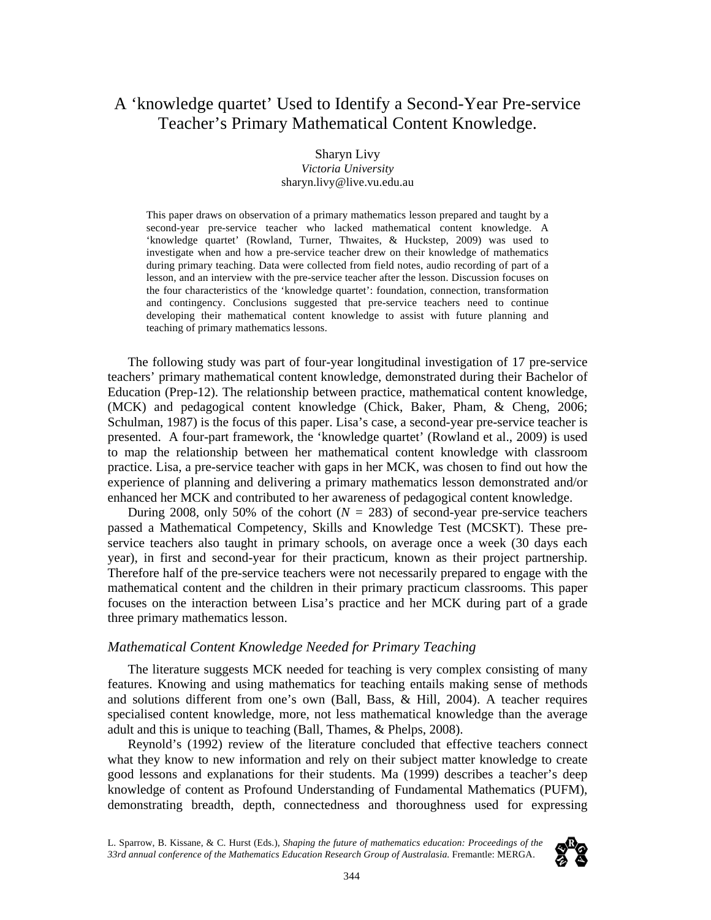# A ‘knowledge quartet’ Used to Identify a Second-Year Pre-service Teacher’s Primary Mathematical Content Knowledge.

Sharyn Livy
*Victoria University*
sharyn.livy@live.vu.edu.au

This paper draws on observation of a primary mathematics lesson prepared and taught by a second-year pre-service teacher who lacked mathematical content knowledge. A ‘knowledge quartet’ (Rowland, Turner, Thwaites, & Huckstep, 2009) was used to investigate when and how a pre-service teacher drew on their knowledge of mathematics during primary teaching. Data were collected from field notes, audio recording of part of a lesson, and an interview with the pre-service teacher after the lesson. Discussion focuses on the four characteristics of the ‘knowledge quartet’: foundation, connection, transformation and contingency. Conclusions suggested that pre-service teachers need to continue developing their mathematical content knowledge to assist with future planning and teaching of primary mathematics lessons.

The following study was part of four-year longitudinal investigation of 17 pre-service teachers’ primary mathematical content knowledge, demonstrated during their Bachelor of Education (Prep-12). The relationship between practice, mathematical content knowledge, (MCK) and pedagogical content knowledge (Chick, Baker, Pham, & Cheng, 2006; Schulman, 1987) is the focus of this paper. Lisa’s case, a second-year pre-service teacher is presented. A four-part framework, the ‘knowledge quartet’ (Rowland et al., 2009) is used to map the relationship between her mathematical content knowledge with classroom practice. Lisa, a pre-service teacher with gaps in her MCK, was chosen to find out how the experience of planning and delivering a primary mathematics lesson demonstrated and/or enhanced her MCK and contributed to her awareness of pedagogical content knowledge.

During 2008, only 50% of the cohort ($N$ = 283) of second-year pre-service teachers passed a Mathematical Competency, Skills and Knowledge Test (MCSKT). These pre-service teachers also taught in primary schools, on average once a week (30 days each year), in first and second-year for their practicum, known as their project partnership. Therefore half of the pre-service teachers were not necessarily prepared to engage with the mathematical content and the children in their primary practicum classrooms. This paper focuses on the interaction between Lisa’s practice and her MCK during part of a grade three primary mathematics lesson.

## *Mathematical Content Knowledge Needed for Primary Teaching*

The literature suggests MCK needed for teaching is very complex consisting of many features. Knowing and using mathematics for teaching entails making sense of methods and solutions different from one’s own (Ball, Bass, & Hill, 2004). A teacher requires specialised content knowledge, more, not less mathematical knowledge than the average adult and this is unique to teaching (Ball, Thames, & Phelps, 2008).

Reynold’s (1992) review of the literature concluded that effective teachers connect what they know to new information and rely on their subject matter knowledge to create good lessons and explanations for their students. Ma (1999) describes a teacher’s deep knowledge of content as Profound Understanding of Fundamental Mathematics (PUFM), demonstrating breadth, depth, connectedness and thoroughness used for expressing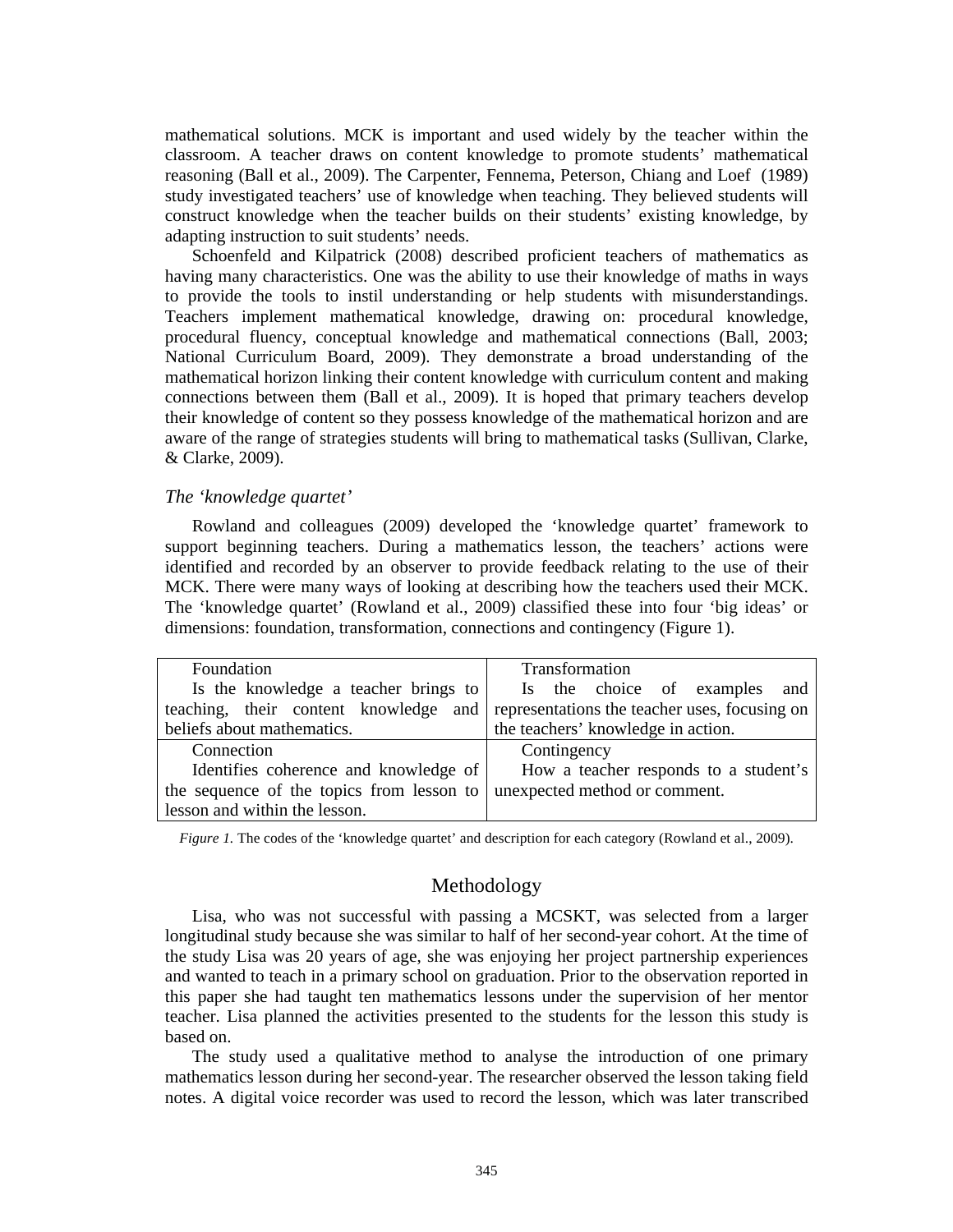mathematical solutions. MCK is important and used widely by the teacher within the classroom. A teacher draws on content knowledge to promote students' mathematical reasoning (Ball et al., 2009). The Carpenter, Fennema, Peterson, Chiang and Loef (1989) study investigated teachers' use of knowledge when teaching. They believed students will construct knowledge when the teacher builds on their students' existing knowledge, by adapting instruction to suit students' needs.

Schoenfeld and Kilpatrick (2008) described proficient teachers of mathematics as having many characteristics. One was the ability to use their knowledge of maths in ways to provide the tools to instil understanding or help students with misunderstandings. Teachers implement mathematical knowledge, drawing on: procedural knowledge, procedural fluency, conceptual knowledge and mathematical connections (Ball, 2003; National Curriculum Board, 2009). They demonstrate a broad understanding of the mathematical horizon linking their content knowledge with curriculum content and making connections between them (Ball et al., 2009). It is hoped that primary teachers develop their knowledge of content so they possess knowledge of the mathematical horizon and are aware of the range of strategies students will bring to mathematical tasks (Sullivan, Clarke, & Clarke, 2009).

### *The 'knowledge quartet'*

Rowland and colleagues (2009) developed the 'knowledge quartet' framework to support beginning teachers. During a mathematics lesson, the teachers' actions were identified and recorded by an observer to provide feedback relating to the use of their MCK. There were many ways of looking at describing how the teachers used their MCK. The 'knowledge quartet' (Rowland et al., 2009) classified these into four 'big ideas' or dimensions: foundation, transformation, connections and contingency (Figure 1).

| Foundation | Transformation |
|---|---|
| Is the knowledge a teacher brings to teaching, their content knowledge and beliefs about mathematics. | Is the choice of examples and representations the teacher uses, focusing on the teachers' knowledge in action. |
| **Connection** | **Contingency** |
| Identifies coherence and knowledge of the sequence of the topics from lesson to lesson and within the lesson. | How a teacher responds to a student's unexpected method or comment. |

*Figure 1.* The codes of the 'knowledge quartet' and description for each category (Rowland et al., 2009).

## Methodology

Lisa, who was not successful with passing a MCSKT, was selected from a larger longitudinal study because she was similar to half of her second-year cohort. At the time of the study Lisa was 20 years of age, she was enjoying her project partnership experiences and wanted to teach in a primary school on graduation. Prior to the observation reported in this paper she had taught ten mathematics lessons under the supervision of her mentor teacher. Lisa planned the activities presented to the students for the lesson this study is based on.

The study used a qualitative method to analyse the introduction of one primary mathematics lesson during her second-year. The researcher observed the lesson taking field notes. A digital voice recorder was used to record the lesson, which was later transcribed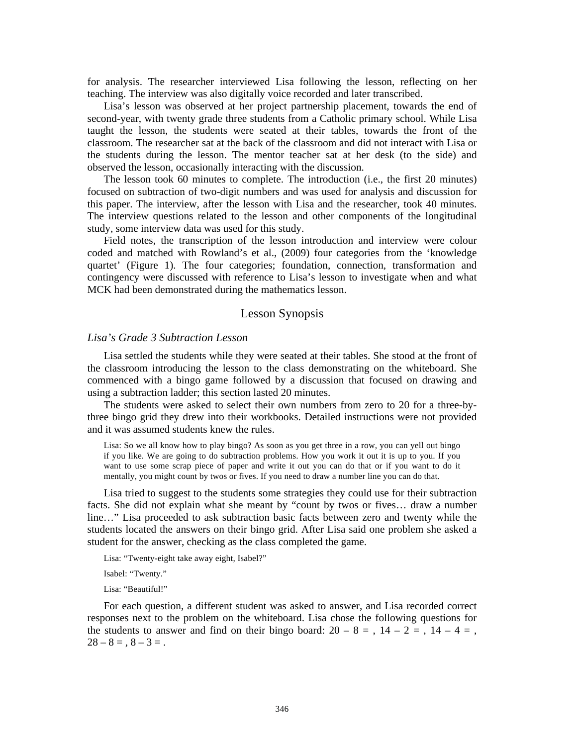for analysis. The researcher interviewed Lisa following the lesson, reflecting on her teaching. The interview was also digitally voice recorded and later transcribed.

Lisa's lesson was observed at her project partnership placement, towards the end of second-year, with twenty grade three students from a Catholic primary school. While Lisa taught the lesson, the students were seated at their tables, towards the front of the classroom. The researcher sat at the back of the classroom and did not interact with Lisa or the students during the lesson. The mentor teacher sat at her desk (to the side) and observed the lesson, occasionally interacting with the discussion.

The lesson took 60 minutes to complete. The introduction (i.e., the first 20 minutes) focused on subtraction of two-digit numbers and was used for analysis and discussion for this paper. The interview, after the lesson with Lisa and the researcher, took 40 minutes. The interview questions related to the lesson and other components of the longitudinal study, some interview data was used for this study.

Field notes, the transcription of the lesson introduction and interview were colour coded and matched with Rowland's et al., (2009) four categories from the 'knowledge quartet' (Figure 1). The four categories; foundation, connection, transformation and contingency were discussed with reference to Lisa's lesson to investigate when and what MCK had been demonstrated during the mathematics lesson.

## Lesson Synopsis

### *Lisa's Grade 3 Subtraction Lesson*

Lisa settled the students while they were seated at their tables. She stood at the front of the classroom introducing the lesson to the class demonstrating on the whiteboard. She commenced with a bingo game followed by a discussion that focused on drawing and using a subtraction ladder; this section lasted 20 minutes.

The students were asked to select their own numbers from zero to 20 for a three-by-three bingo grid they drew into their workbooks. Detailed instructions were not provided and it was assumed students knew the rules.

> Lisa: So we all know how to play bingo? As soon as you get three in a row, you can yell out bingo if you like. We are going to do subtraction problems. How you work it out it is up to you. If you want to use some scrap piece of paper and write it out you can do that or if you want to do it mentally, you might count by twos or fives. If you need to draw a number line you can do that.

Lisa tried to suggest to the students some strategies they could use for their subtraction facts. She did not explain what she meant by "count by twos or fives… draw a number line…" Lisa proceeded to ask subtraction basic facts between zero and twenty while the students located the answers on their bingo grid. After Lisa said one problem she asked a student for the answer, checking as the class completed the game.

> Lisa: "Twenty-eight take away eight, Isabel?"
>
> Isabel: "Twenty."
>
> Lisa: "Beautiful!"

For each question, a different student was asked to answer, and Lisa recorded correct responses next to the problem on the whiteboard. Lisa chose the following questions for the students to answer and find on their bingo board: $20 - 8 =$ , $14 - 2 =$ , $14 - 4 =$ , $28 - 8 =$ , $8 - 3 =$ .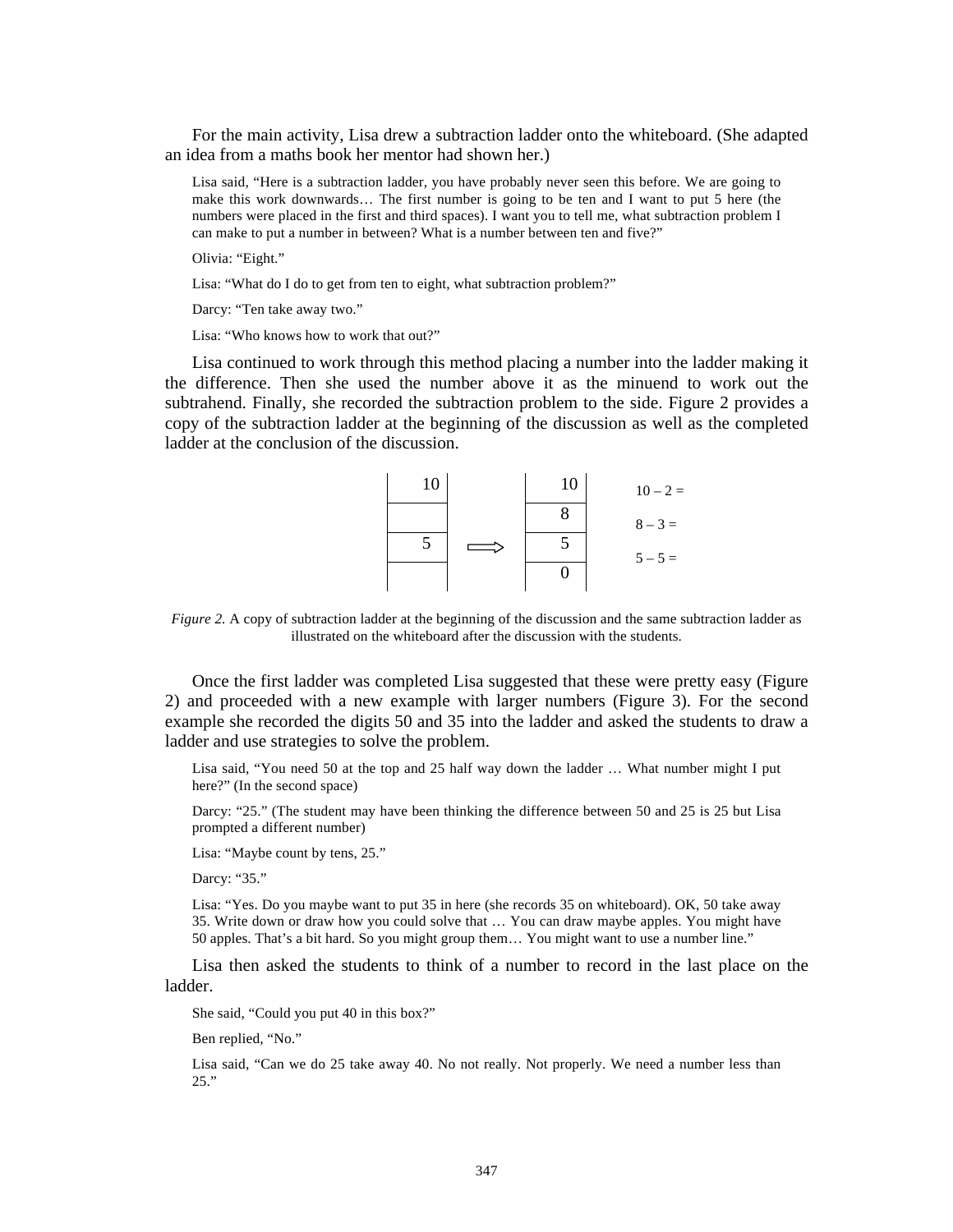For the main activity, Lisa drew a subtraction ladder onto the whiteboard. (She adapted an idea from a maths book her mentor had shown her.)

> Lisa said, "Here is a subtraction ladder, you have probably never seen this before. We are going to make this work downwards… The first number is going to be ten and I want to put 5 here (the numbers were placed in the first and third spaces). I want you to tell me, what subtraction problem I can make to put a number in between? What is a number between ten and five?"
>
> Olivia: "Eight."
>
> Lisa: "What do I do to get from ten to eight, what subtraction problem?"
>
> Darcy: "Ten take away two."
>
> Lisa: "Who knows how to work that out?"

Lisa continued to work through this method placing a number into the ladder making it the difference. Then she used the number above it as the minuend to work out the subtrahend. Finally, she recorded the subtraction problem to the side. Figure 2 provides a copy of the subtraction ladder at the beginning of the discussion as well as the completed ladder at the conclusion of the discussion.

| Beginning | | Completed | Subtraction problems |
|---|---|---|---|
| 10 | | 10 | 10 – 2 = |
| | | 8 | 8 – 3 = |
| 5 | ⟹ | 5 | 5 – 5 = |
| | | 0 | |

*Figure 2.* A copy of subtraction ladder at the beginning of the discussion and the same subtraction ladder as illustrated on the whiteboard after the discussion with the students.

Once the first ladder was completed Lisa suggested that these were pretty easy (Figure 2) and proceeded with a new example with larger numbers (Figure 3). For the second example she recorded the digits 50 and 35 into the ladder and asked the students to draw a ladder and use strategies to solve the problem.

> Lisa said, "You need 50 at the top and 25 half way down the ladder … What number might I put here?" (In the second space)
>
> Darcy: "25." (The student may have been thinking the difference between 50 and 25 is 25 but Lisa prompted a different number)
>
> Lisa: "Maybe count by tens, 25."
>
> Darcy: "35."
>
> Lisa: "Yes. Do you maybe want to put 35 in here (she records 35 on whiteboard). OK, 50 take away 35. Write down or draw how you could solve that … You can draw maybe apples. You might have 50 apples. That's a bit hard. So you might group them… You might want to use a number line."

Lisa then asked the students to think of a number to record in the last place on the ladder.

> She said, "Could you put 40 in this box?"
>
> Ben replied, "No."
>
> Lisa said, "Can we do 25 take away 40. No not really. Not properly. We need a number less than 25."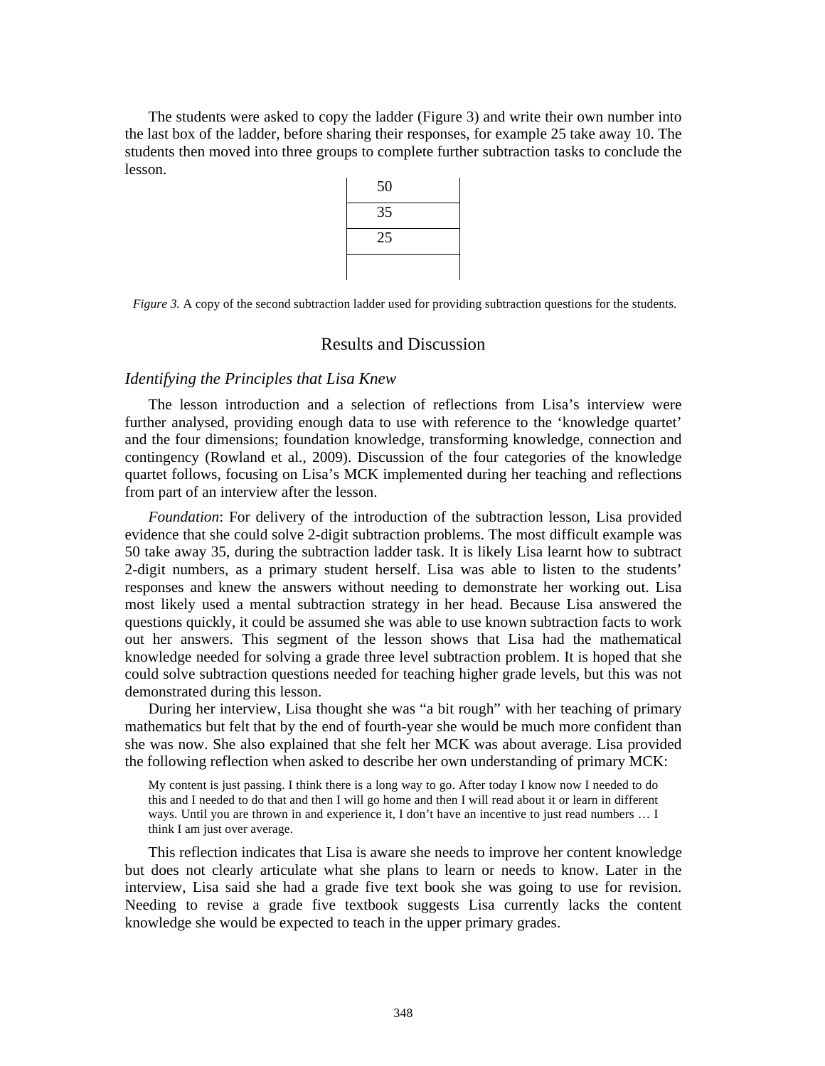The students were asked to copy the ladder (Figure 3) and write their own number into the last box of the ladder, before sharing their responses, for example 25 take away 10. The students then moved into three groups to complete further subtraction tasks to conclude the lesson.

| 50 |
| --- |
| 35 |
| 25 |
| |

*Figure 3.* A copy of the second subtraction ladder used for providing subtraction questions for the students.

## Results and Discussion

### *Identifying the Principles that Lisa Knew*

The lesson introduction and a selection of reflections from Lisa's interview were further analysed, providing enough data to use with reference to the 'knowledge quartet' and the four dimensions; foundation knowledge, transforming knowledge, connection and contingency (Rowland et al., 2009). Discussion of the four categories of the knowledge quartet follows, focusing on Lisa's MCK implemented during her teaching and reflections from part of an interview after the lesson.

*Foundation*: For delivery of the introduction of the subtraction lesson, Lisa provided evidence that she could solve 2-digit subtraction problems. The most difficult example was 50 take away 35, during the subtraction ladder task. It is likely Lisa learnt how to subtract 2-digit numbers, as a primary student herself. Lisa was able to listen to the students' responses and knew the answers without needing to demonstrate her working out. Lisa most likely used a mental subtraction strategy in her head. Because Lisa answered the questions quickly, it could be assumed she was able to use known subtraction facts to work out her answers. This segment of the lesson shows that Lisa had the mathematical knowledge needed for solving a grade three level subtraction problem. It is hoped that she could solve subtraction questions needed for teaching higher grade levels, but this was not demonstrated during this lesson.

During her interview, Lisa thought she was "a bit rough" with her teaching of primary mathematics but felt that by the end of fourth-year she would be much more confident than she was now. She also explained that she felt her MCK was about average. Lisa provided the following reflection when asked to describe her own understanding of primary MCK:

> My content is just passing. I think there is a long way to go. After today I know now I needed to do this and I needed to do that and then I will go home and then I will read about it or learn in different ways. Until you are thrown in and experience it, I don't have an incentive to just read numbers … I think I am just over average.

This reflection indicates that Lisa is aware she needs to improve her content knowledge but does not clearly articulate what she plans to learn or needs to know. Later in the interview, Lisa said she had a grade five text book she was going to use for revision. Needing to revise a grade five textbook suggests Lisa currently lacks the content knowledge she would be expected to teach in the upper primary grades.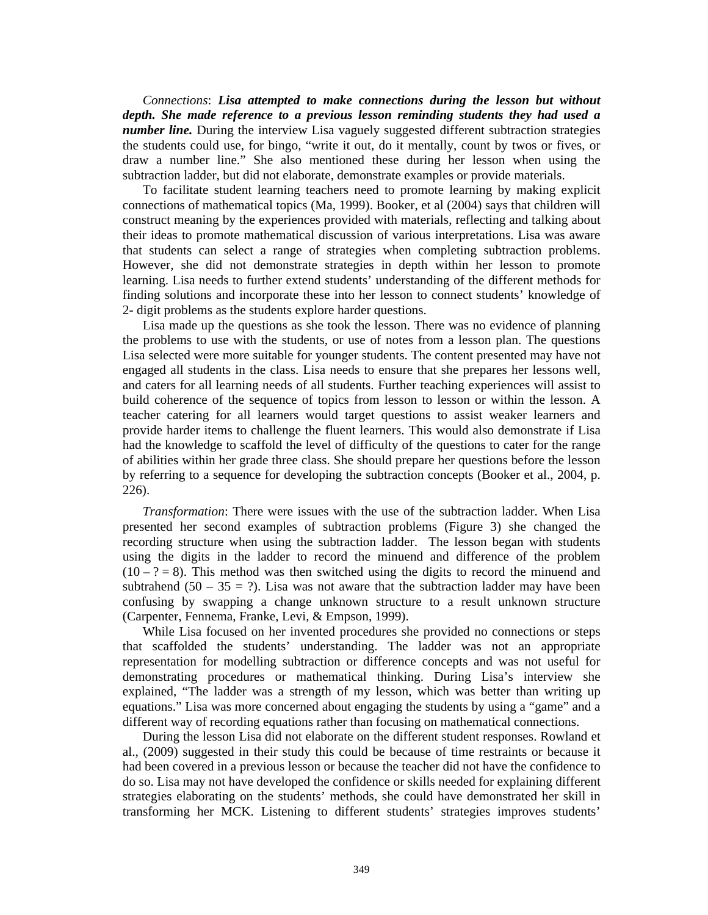*Connections*: ***Lisa attempted to make connections during the lesson but without depth. She made reference to a previous lesson reminding students they had used a number line.*** During the interview Lisa vaguely suggested different subtraction strategies the students could use, for bingo, "write it out, do it mentally, count by twos or fives, or draw a number line." She also mentioned these during her lesson when using the subtraction ladder, but did not elaborate, demonstrate examples or provide materials.

To facilitate student learning teachers need to promote learning by making explicit connections of mathematical topics (Ma, 1999). Booker, et al (2004) says that children will construct meaning by the experiences provided with materials, reflecting and talking about their ideas to promote mathematical discussion of various interpretations. Lisa was aware that students can select a range of strategies when completing subtraction problems. However, she did not demonstrate strategies in depth within her lesson to promote learning. Lisa needs to further extend students' understanding of the different methods for finding solutions and incorporate these into her lesson to connect students' knowledge of 2- digit problems as the students explore harder questions.

Lisa made up the questions as she took the lesson. There was no evidence of planning the problems to use with the students, or use of notes from a lesson plan. The questions Lisa selected were more suitable for younger students. The content presented may have not engaged all students in the class. Lisa needs to ensure that she prepares her lessons well, and caters for all learning needs of all students. Further teaching experiences will assist to build coherence of the sequence of topics from lesson to lesson or within the lesson. A teacher catering for all learners would target questions to assist weaker learners and provide harder items to challenge the fluent learners. This would also demonstrate if Lisa had the knowledge to scaffold the level of difficulty of the questions to cater for the range of abilities within her grade three class. She should prepare her questions before the lesson by referring to a sequence for developing the subtraction concepts (Booker et al., 2004, p. 226).

*Transformation*: There were issues with the use of the subtraction ladder. When Lisa presented her second examples of subtraction problems (Figure 3) she changed the recording structure when using the subtraction ladder. The lesson began with students using the digits in the ladder to record the minuend and difference of the problem ($10 - ? = 8$). This method was then switched using the digits to record the minuend and subtrahend ($50 - 35 = ?$). Lisa was not aware that the subtraction ladder may have been confusing by swapping a change unknown structure to a result unknown structure (Carpenter, Fennema, Franke, Levi, & Empson, 1999).

While Lisa focused on her invented procedures she provided no connections or steps that scaffolded the students' understanding. The ladder was not an appropriate representation for modelling subtraction or difference concepts and was not useful for demonstrating procedures or mathematical thinking. During Lisa's interview she explained, "The ladder was a strength of my lesson, which was better than writing up equations." Lisa was more concerned about engaging the students by using a "game" and a different way of recording equations rather than focusing on mathematical connections.

During the lesson Lisa did not elaborate on the different student responses. Rowland et al., (2009) suggested in their study this could be because of time restraints or because it had been covered in a previous lesson or because the teacher did not have the confidence to do so. Lisa may not have developed the confidence or skills needed for explaining different strategies elaborating on the students' methods, she could have demonstrated her skill in transforming her MCK. Listening to different students' strategies improves students'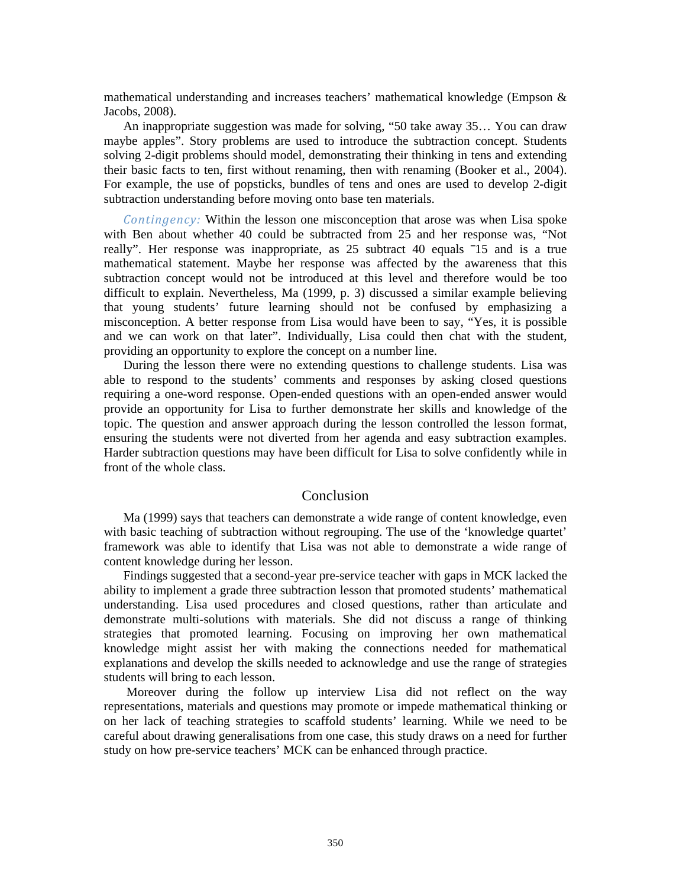mathematical understanding and increases teachers' mathematical knowledge (Empson & Jacobs, 2008).

An inappropriate suggestion was made for solving, "50 take away 35… You can draw maybe apples". Story problems are used to introduce the subtraction concept. Students solving 2-digit problems should model, demonstrating their thinking in tens and extending their basic facts to ten, first without renaming, then with renaming (Booker et al., 2004). For example, the use of popsticks, bundles of tens and ones are used to develop 2-digit subtraction understanding before moving onto base ten materials.

*Contingency:* Within the lesson one misconception that arose was when Lisa spoke with Ben about whether 40 could be subtracted from 25 and her response was, "Not really". Her response was inappropriate, as 25 subtract 40 equals $^{-}15$ and is a true mathematical statement. Maybe her response was affected by the awareness that this subtraction concept would not be introduced at this level and therefore would be too difficult to explain. Nevertheless, Ma (1999, p. 3) discussed a similar example believing that young students' future learning should not be confused by emphasizing a misconception. A better response from Lisa would have been to say, "Yes, it is possible and we can work on that later". Individually, Lisa could then chat with the student, providing an opportunity to explore the concept on a number line.

During the lesson there were no extending questions to challenge students. Lisa was able to respond to the students' comments and responses by asking closed questions requiring a one-word response. Open-ended questions with an open-ended answer would provide an opportunity for Lisa to further demonstrate her skills and knowledge of the topic. The question and answer approach during the lesson controlled the lesson format, ensuring the students were not diverted from her agenda and easy subtraction examples. Harder subtraction questions may have been difficult for Lisa to solve confidently while in front of the whole class.

## Conclusion

Ma (1999) says that teachers can demonstrate a wide range of content knowledge, even with basic teaching of subtraction without regrouping. The use of the 'knowledge quartet' framework was able to identify that Lisa was not able to demonstrate a wide range of content knowledge during her lesson.

Findings suggested that a second-year pre-service teacher with gaps in MCK lacked the ability to implement a grade three subtraction lesson that promoted students' mathematical understanding. Lisa used procedures and closed questions, rather than articulate and demonstrate multi-solutions with materials. She did not discuss a range of thinking strategies that promoted learning. Focusing on improving her own mathematical knowledge might assist her with making the connections needed for mathematical explanations and develop the skills needed to acknowledge and use the range of strategies students will bring to each lesson.

Moreover during the follow up interview Lisa did not reflect on the way representations, materials and questions may promote or impede mathematical thinking or on her lack of teaching strategies to scaffold students' learning. While we need to be careful about drawing generalisations from one case, this study draws on a need for further study on how pre-service teachers' MCK can be enhanced through practice.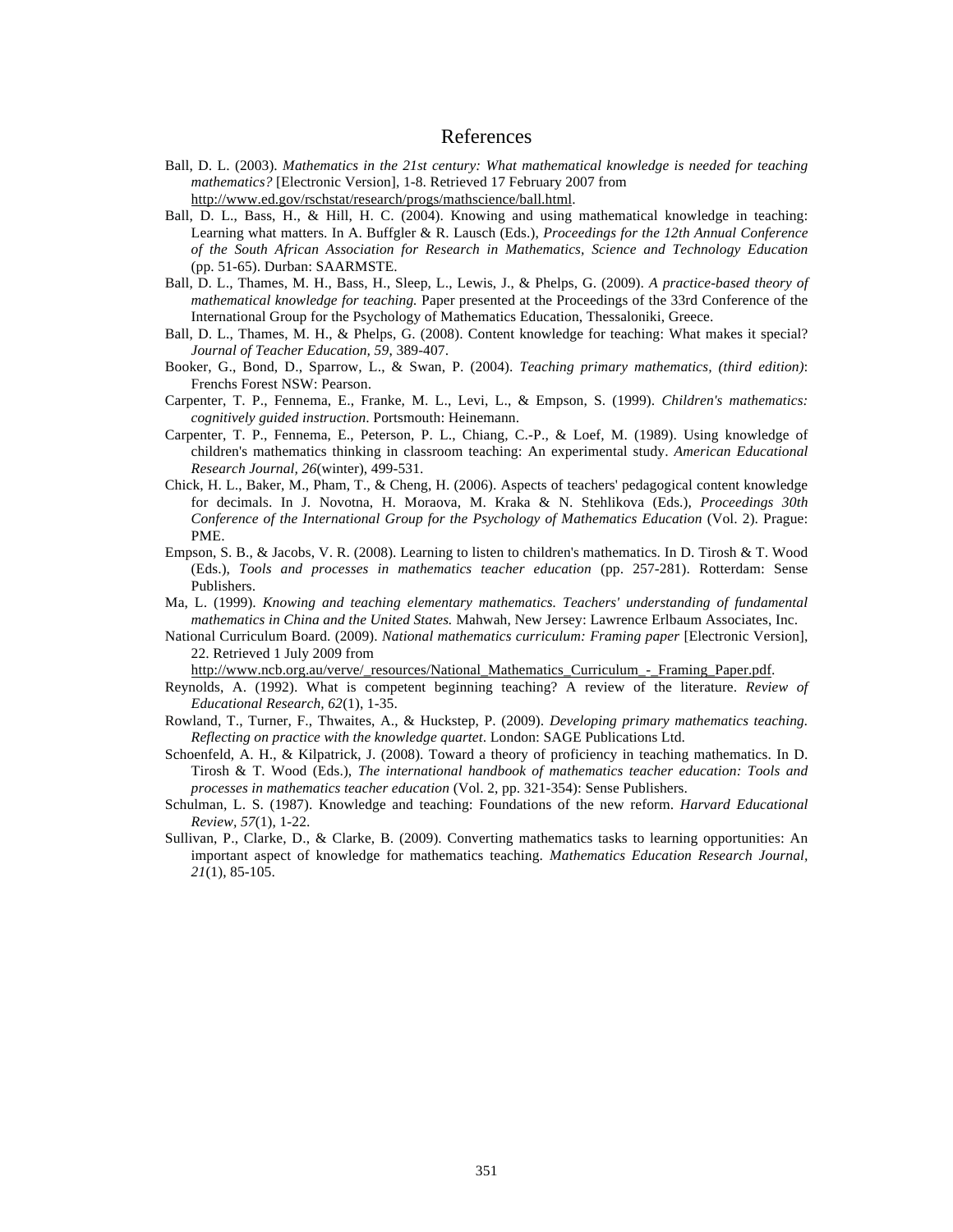# References

Ball, D. L. (2003). *Mathematics in the 21st century: What mathematical knowledge is needed for teaching mathematics?* [Electronic Version], 1-8. Retrieved 17 February 2007 from http://www.ed.gov/rschstat/research/progs/mathscience/ball.html.

Ball, D. L., Bass, H., & Hill, H. C. (2004). Knowing and using mathematical knowledge in teaching: Learning what matters. In A. Buffgler & R. Lausch (Eds.), *Proceedings for the 12th Annual Conference of the South African Association for Research in Mathematics, Science and Technology Education* (pp. 51-65). Durban: SAARMSTE.

Ball, D. L., Thames, M. H., Bass, H., Sleep, L., Lewis, J., & Phelps, G. (2009). *A practice-based theory of mathematical knowledge for teaching.* Paper presented at the Proceedings of the 33rd Conference of the International Group for the Psychology of Mathematics Education, Thessaloniki, Greece.

Ball, D. L., Thames, M. H., & Phelps, G. (2008). Content knowledge for teaching: What makes it special? *Journal of Teacher Education, 59*, 389-407.

Booker, G., Bond, D., Sparrow, L., & Swan, P. (2004). *Teaching primary mathematics, (third edition)*: Frenchs Forest NSW: Pearson.

Carpenter, T. P., Fennema, E., Franke, M. L., Levi, L., & Empson, S. (1999). *Children's mathematics: cognitively guided instruction*. Portsmouth: Heinemann.

Carpenter, T. P., Fennema, E., Peterson, P. L., Chiang, C.-P., & Loef, M. (1989). Using knowledge of children's mathematics thinking in classroom teaching: An experimental study. *American Educational Research Journal, 26*(winter), 499-531.

Chick, H. L., Baker, M., Pham, T., & Cheng, H. (2006). Aspects of teachers' pedagogical content knowledge for decimals. In J. Novotna, H. Moraova, M. Kraka & N. Stehlikova (Eds.), *Proceedings 30th Conference of the International Group for the Psychology of Mathematics Education* (Vol. 2). Prague: PME.

Empson, S. B., & Jacobs, V. R. (2008). Learning to listen to children's mathematics. In D. Tirosh & T. Wood (Eds.), *Tools and processes in mathematics teacher education* (pp. 257-281). Rotterdam: Sense Publishers.

Ma, L. (1999). *Knowing and teaching elementary mathematics. Teachers' understanding of fundamental mathematics in China and the United States.* Mahwah, New Jersey: Lawrence Erlbaum Associates, Inc.

National Curriculum Board. (2009). *National mathematics curriculum: Framing paper* [Electronic Version], 22. Retrieved 1 July 2009 from http://www.ncb.org.au/verve/_resources/National_Mathematics_Curriculum_-_Framing_Paper.pdf.

Reynolds, A. (1992). What is competent beginning teaching? A review of the literature. *Review of Educational Research, 62*(1), 1-35.

Rowland, T., Turner, F., Thwaites, A., & Huckstep, P. (2009). *Developing primary mathematics teaching. Reflecting on practice with the knowledge quartet*. London: SAGE Publications Ltd.

Schoenfeld, A. H., & Kilpatrick, J. (2008). Toward a theory of proficiency in teaching mathematics. In D. Tirosh & T. Wood (Eds.), *The international handbook of mathematics teacher education: Tools and processes in mathematics teacher education* (Vol. 2, pp. 321-354): Sense Publishers.

Schulman, L. S. (1987). Knowledge and teaching: Foundations of the new reform. *Harvard Educational Review, 57*(1), 1-22.

Sullivan, P., Clarke, D., & Clarke, B. (2009). Converting mathematics tasks to learning opportunities: An important aspect of knowledge for mathematics teaching. *Mathematics Education Research Journal, 21*(1), 85-105.